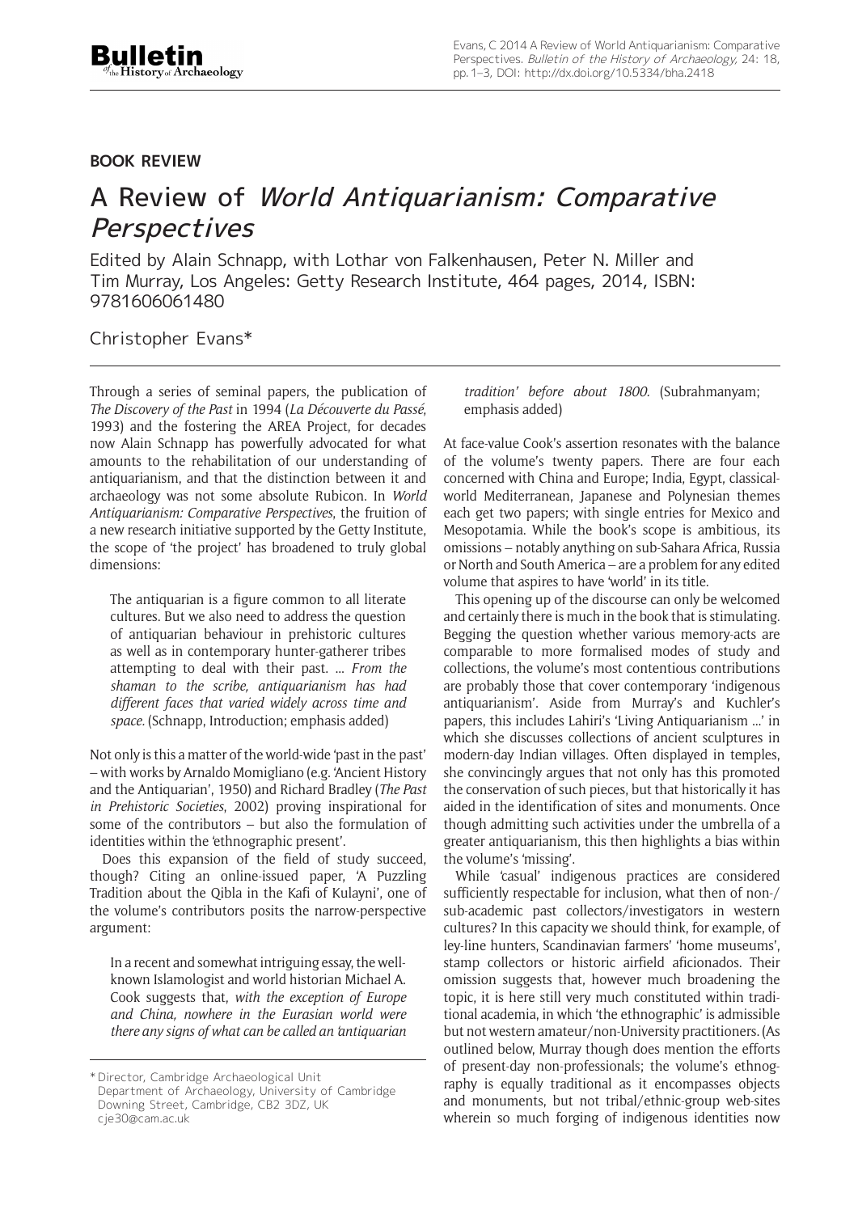**BOOK REVIEW**

# A Review of *World Antiquarianism: Comparative Perspectives*

Edited by Alain Schnapp, with Lothar von Falkenhausen, Peter N. Miller and Tim Murray, Los Angeles: Getty Research Institute, 464 pages, 2014, ISBN: 9781606061480

Christopher Evans*

Through a series of seminal papers, the publication of *The Discovery of the Past* in 1994 (*La Découverte du Passé*, 1993) and the fostering the AREA Project, for decades now Alain Schnapp has powerfully advocated for what amounts to the rehabilitation of our understanding of antiquarianism, and that the distinction between it and archaeology was not some absolute Rubicon. In *World Antiquarianism: Comparative Perspectives*, the fruition of a new research initiative supported by the Getty Institute, the scope of 'the project' has broadened to truly global dimensions:

> The antiquarian is a figure common to all literate cultures. But we also need to address the question of antiquarian behaviour in prehistoric cultures as well as in contemporary hunter-gatherer tribes attempting to deal with their past. ... *From the shaman to the scribe, antiquarianism has had different faces that varied widely across time and space.* (Schnapp, Introduction; emphasis added)

Not only is this a matter of the world-wide 'past in the past' – with works by Arnaldo Momigliano (e.g. 'Ancient History and the Antiquarian', 1950) and Richard Bradley (*The Past in Prehistoric Societies*, 2002) proving inspirational for some of the contributors – but also the formulation of identities within the 'ethnographic present'.

Does this expansion of the field of study succeed, though? Citing an online-issued paper, 'A Puzzling Tradition about the Qibla in the Kafi of Kulayni', one of the volume's contributors posits the narrow-perspective argument:

> In a recent and somewhat intriguing essay, the well-known Islamologist and world historian Michael A. Cook suggests that, *with the exception of Europe and China, nowhere in the Eurasian world were there any signs of what can be called an 'antiquarian tradition' before about 1800.* (Subrahmanyam; emphasis added)

At face-value Cook's assertion resonates with the balance of the volume's twenty papers. There are four each concerned with China and Europe; India, Egypt, classical-world Mediterranean, Japanese and Polynesian themes each get two papers; with single entries for Mexico and Mesopotamia. While the book's scope is ambitious, its omissions – notably anything on sub-Sahara Africa, Russia or North and South America – are a problem for any edited volume that aspires to have 'world' in its title.

This opening up of the discourse can only be welcomed and certainly there is much in the book that is stimulating. Begging the question whether various memory-acts are comparable to more formalised modes of study and collections, the volume's most contentious contributions are probably those that cover contemporary 'indigenous antiquarianism'. Aside from Murray's and Kuchler's papers, this includes Lahiri's 'Living Antiquarianism ...' in which she discusses collections of ancient sculptures in modern-day Indian villages. Often displayed in temples, she convincingly argues that not only has this promoted the conservation of such pieces, but that historically it has aided in the identification of sites and monuments. Once though admitting such activities under the umbrella of a greater antiquarianism, this then highlights a bias within the volume's 'missing'.

While 'casual' indigenous practices are considered sufficiently respectable for inclusion, what then of non-/sub-academic past collectors/investigators in western cultures? In this capacity we should think, for example, of ley-line hunters, Scandinavian farmers' 'home museums', stamp collectors or historic airfield aficionados. Their omission suggests that, however much broadening the topic, it is here still very much constituted within traditional academia, in which 'the ethnographic' is admissible but not western amateur/non-University practitioners. (As outlined below, Murray though does mention the efforts of present-day non-professionals; the volume's ethnography is equally traditional as it encompasses objects and monuments, but not tribal/ethnic-group web-sites wherein so much forging of indigenous identities now

\* Director, Cambridge Archaeological Unit
Department of Archaeology, University of Cambridge
Downing Street, Cambridge, CB2 3DZ, UK
cje30@cam.ac.uk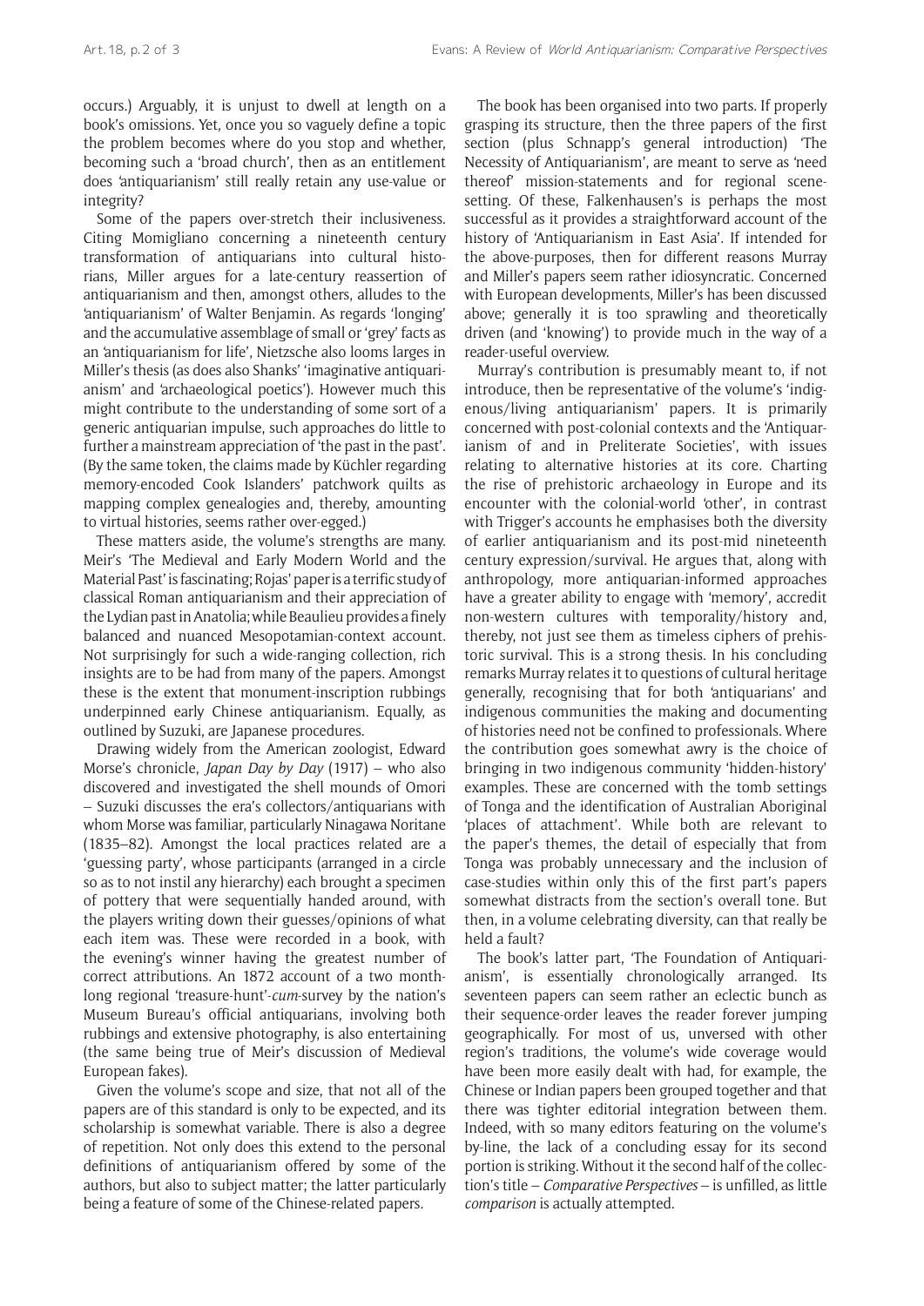occurs.) Arguably, it is unjust to dwell at length on a book's omissions. Yet, once you so vaguely define a topic the problem becomes where do you stop and whether, becoming such a 'broad church', then as an entitlement does 'antiquarianism' still really retain any use-value or integrity?

Some of the papers over-stretch their inclusiveness. Citing Momigliano concerning a nineteenth century transformation of antiquarians into cultural historians, Miller argues for a late-century reassertion of antiquarianism and then, amongst others, alludes to the 'antiquarianism' of Walter Benjamin. As regards 'longing' and the accumulative assemblage of small or 'grey' facts as an 'antiquarianism for life', Nietzsche also looms larges in Miller's thesis (as does also Shanks' 'imaginative antiquarianism' and 'archaeological poetics'). However much this might contribute to the understanding of some sort of a generic antiquarian impulse, such approaches do little to further a mainstream appreciation of 'the past in the past'. (By the same token, the claims made by Küchler regarding memory-encoded Cook Islanders' patchwork quilts as mapping complex genealogies and, thereby, amounting to virtual histories, seems rather over-egged.)

These matters aside, the volume's strengths are many. Meir's 'The Medieval and Early Modern World and the Material Past' is fascinating; Rojas' paper is a terrific study of classical Roman antiquarianism and their appreciation of the Lydian past in Anatolia; while Beaulieu provides a finely balanced and nuanced Mesopotamian-context account. Not surprisingly for such a wide-ranging collection, rich insights are to be had from many of the papers. Amongst these is the extent that monument-inscription rubbings underpinned early Chinese antiquarianism. Equally, as outlined by Suzuki, are Japanese procedures.

Drawing widely from the American zoologist, Edward Morse's chronicle, *Japan Day by Day* (1917) – who also discovered and investigated the shell mounds of Omori – Suzuki discusses the era's collectors/antiquarians with whom Morse was familiar, particularly Ninagawa Noritane (1835–82). Amongst the local practices related are a 'guessing party', whose participants (arranged in a circle so as to not instil any hierarchy) each brought a specimen of pottery that were sequentially handed around, with the players writing down their guesses/opinions of what each item was. These were recorded in a book, with the evening's winner having the greatest number of correct attributions. An 1872 account of a two month-long regional 'treasure-hunt'-*cum*-survey by the nation's Museum Bureau's official antiquarians, involving both rubbings and extensive photography, is also entertaining (the same being true of Meir's discussion of Medieval European fakes).

Given the volume's scope and size, that not all of the papers are of this standard is only to be expected, and its scholarship is somewhat variable. There is also a degree of repetition. Not only does this extend to the personal definitions of antiquarianism offered by some of the authors, but also to subject matter; the latter particularly being a feature of some of the Chinese-related papers.

The book has been organised into two parts. If properly grasping its structure, then the three papers of the first section (plus Schnapp's general introduction) 'The Necessity of Antiquarianism', are meant to serve as 'need thereof' mission-statements and for regional scene-setting. Of these, Falkenhausen's is perhaps the most successful as it provides a straightforward account of the history of 'Antiquarianism in East Asia'. If intended for the above-purposes, then for different reasons Murray and Miller's papers seem rather idiosyncratic. Concerned with European developments, Miller's has been discussed above; generally it is too sprawling and theoretically driven (and 'knowing') to provide much in the way of a reader-useful overview.

Murray's contribution is presumably meant to, if not introduce, then be representative of the volume's 'indigenous/living antiquarianism' papers. It is primarily concerned with post-colonial contexts and the 'Antiquarianism of and in Preliterate Societies', with issues relating to alternative histories at its core. Charting the rise of prehistoric archaeology in Europe and its encounter with the colonial-world 'other', in contrast with Trigger's accounts he emphasises both the diversity of earlier antiquarianism and its post-mid nineteenth century expression/survival. He argues that, along with anthropology, more antiquarian-informed approaches have a greater ability to engage with 'memory', accredit non-western cultures with temporality/history and, thereby, not just see them as timeless ciphers of prehistoric survival. This is a strong thesis. In his concluding remarks Murray relates it to questions of cultural heritage generally, recognising that for both 'antiquarians' and indigenous communities the making and documenting of histories need not be confined to professionals. Where the contribution goes somewhat awry is the choice of bringing in two indigenous community 'hidden-history' examples. These are concerned with the tomb settings of Tonga and the identification of Australian Aboriginal 'places of attachment'. While both are relevant to the paper's themes, the detail of especially that from Tonga was probably unnecessary and the inclusion of case-studies within only this of the first part's papers somewhat distracts from the section's overall tone. But then, in a volume celebrating diversity, can that really be held a fault?

The book's latter part, 'The Foundation of Antiquarianism', is essentially chronologically arranged. Its seventeen papers can seem rather an eclectic bunch as their sequence-order leaves the reader forever jumping geographically. For most of us, unversed with other region's traditions, the volume's wide coverage would have been more easily dealt with had, for example, the Chinese or Indian papers been grouped together and that there was tighter editorial integration between them. Indeed, with so many editors featuring on the volume's by-line, the lack of a concluding essay for its second portion is striking. Without it the second half of the collection's title – *Comparative Perspectives* – is unfilled, as little *comparison* is actually attempted.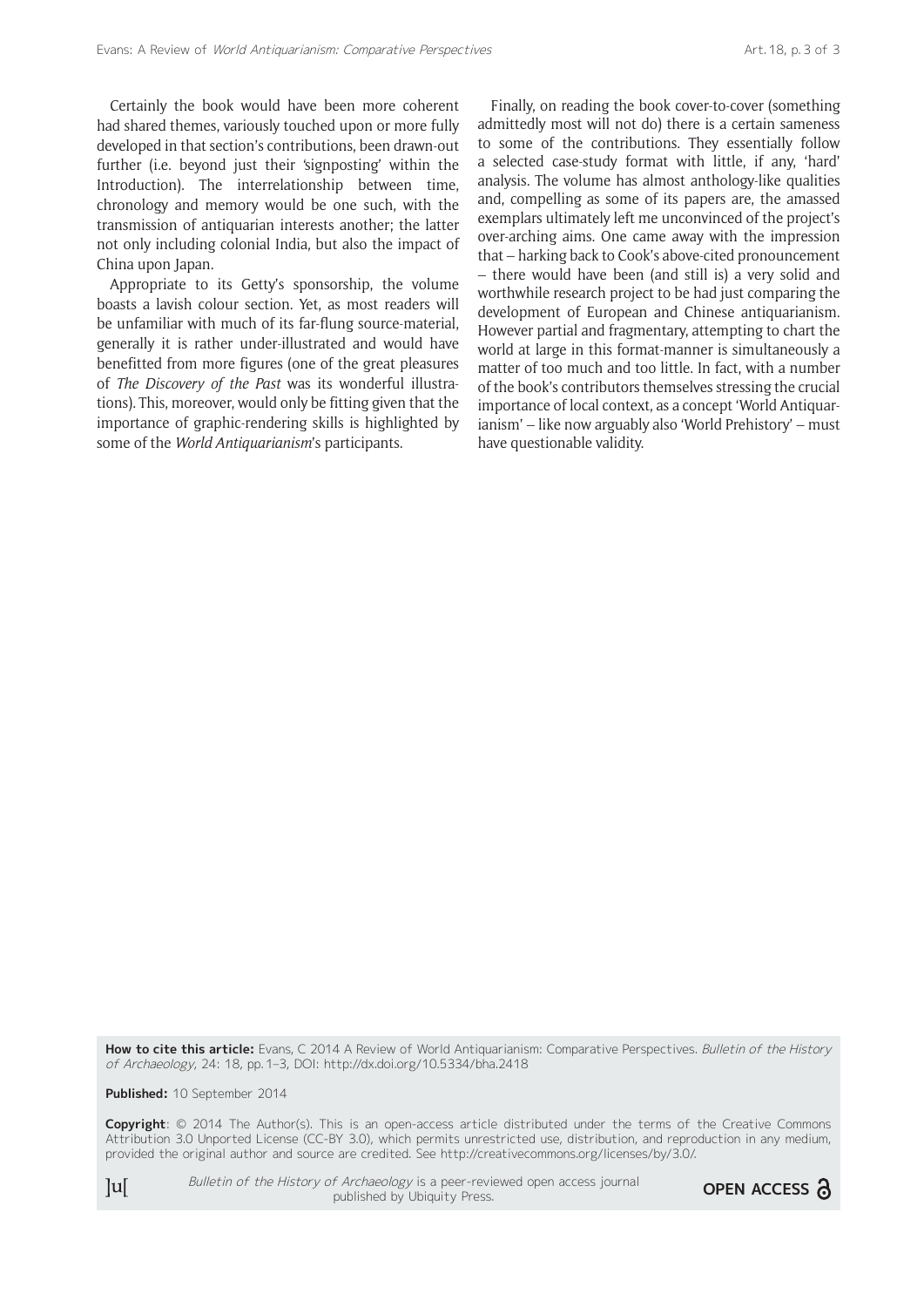Certainly the book would have been more coherent had shared themes, variously touched upon or more fully developed in that section's contributions, been drawn-out further (i.e. beyond just their 'signposting' within the Introduction). The interrelationship between time, chronology and memory would be one such, with the transmission of antiquarian interests another; the latter not only including colonial India, but also the impact of China upon Japan.

Appropriate to its Getty's sponsorship, the volume boasts a lavish colour section. Yet, as most readers will be unfamiliar with much of its far-flung source-material, generally it is rather under-illustrated and would have benefitted from more figures (one of the great pleasures of *The Discovery of the Past* was its wonderful illustrations). This, moreover, would only be fitting given that the importance of graphic-rendering skills is highlighted by some of the *World Antiquarianism*'s participants.

Finally, on reading the book cover-to-cover (something admittedly most will not do) there is a certain sameness to some of the contributions. They essentially follow a selected case-study format with little, if any, 'hard' analysis. The volume has almost anthology-like qualities and, compelling as some of its papers are, the amassed exemplars ultimately left me unconvinced of the project's over-arching aims. One came away with the impression that – harking back to Cook's above-cited pronouncement – there would have been (and still is) a very solid and worthwhile research project to be had just comparing the development of European and Chinese antiquarianism. However partial and fragmentary, attempting to chart the world at large in this format-manner is simultaneously a matter of too much and too little. In fact, with a number of the book's contributors themselves stressing the crucial importance of local context, as a concept 'World Antiquarianism' – like now arguably also 'World Prehistory' – must have questionable validity.

**How to cite this article:** Evans, C 2014 A Review of World Antiquarianism: Comparative Perspectives. *Bulletin of the History of Archaeology*, 24: 18, pp. 1–3, DOI: http://dx.doi.org/10.5334/bha.2418

**Published:** 10 September 2014

**Copyright**: © 2014 The Author(s). This is an open-access article distributed under the terms of the Creative Commons Attribution 3.0 Unported License (CC-BY 3.0), which permits unrestricted use, distribution, and reproduction in any medium, provided the original author and source are credited. See http://creativecommons.org/licenses/by/3.0/.

*Bulletin of the History of Archaeology* is a peer-reviewed open access journal published by Ubiquity Press.

OPEN ACCESS